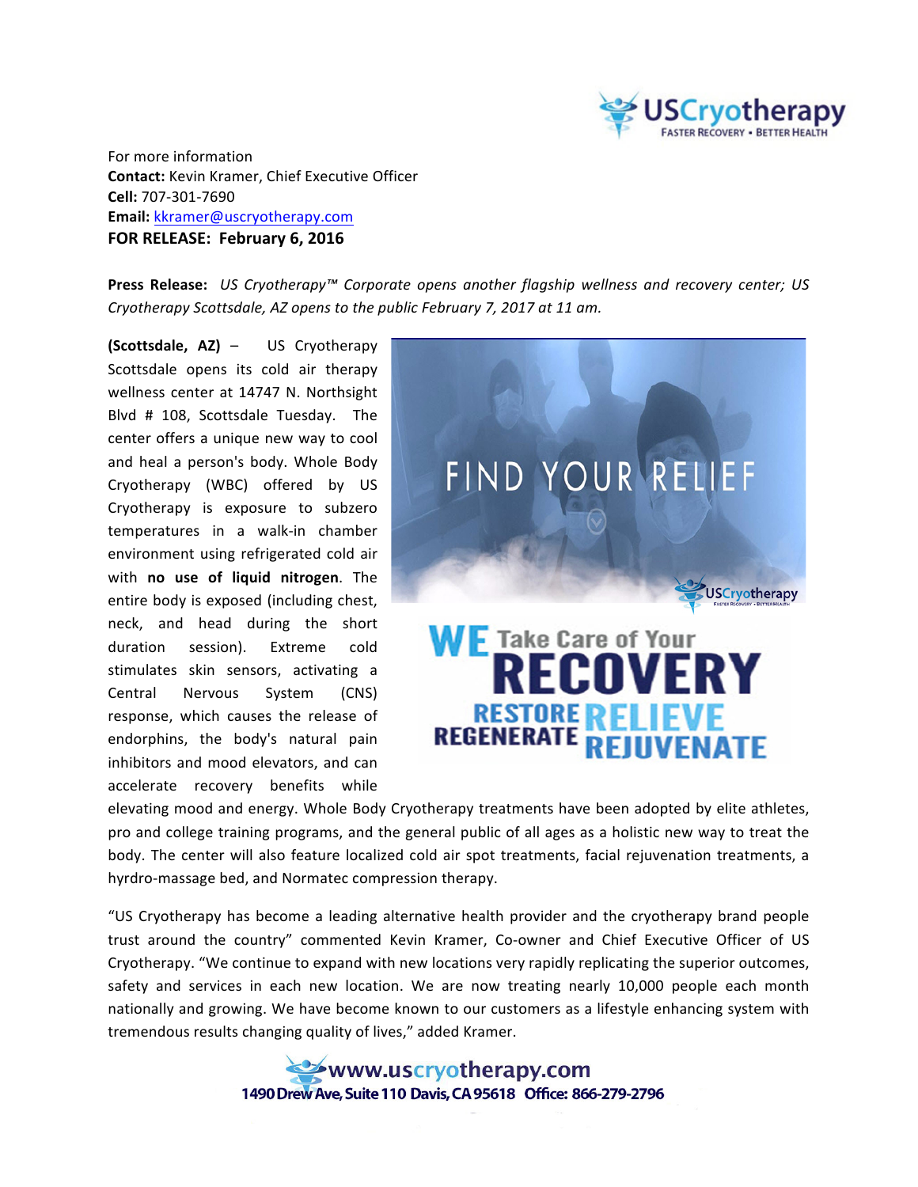For more information
**Contact:** Kevin Kramer, Chief Executive Officer
**Cell:** 707-301-7690
**Email:** kkramer@uscryotherapy.com
**FOR RELEASE: February 6, 2016**

**Press Release:** *US Cryotherapy™ Corporate opens another flagship wellness and recovery center; US Cryotherapy Scottsdale, AZ opens to the public February 7, 2017 at 11 am.*

**(Scottsdale, AZ)** – US Cryotherapy Scottsdale opens its cold air therapy wellness center at 14747 N. Northsight Blvd # 108, Scottsdale Tuesday. The center offers a unique new way to cool and heal a person's body. Whole Body Cryotherapy (WBC) offered by US Cryotherapy is exposure to subzero temperatures in a walk-in chamber environment using refrigerated cold air with **no use of liquid nitrogen**. The entire body is exposed (including chest, neck, and head during the short duration session). Extreme cold stimulates skin sensors, activating a Central Nervous System (CNS) response, which causes the release of endorphins, the body's natural pain inhibitors and mood elevators, and can accelerate recovery benefits while elevating mood and energy. Whole Body Cryotherapy treatments have been adopted by elite athletes, pro and college training programs, and the general public of all ages as a holistic new way to treat the body. The center will also feature localized cold air spot treatments, facial rejuvenation treatments, a hyrdro-massage bed, and Normatec compression therapy.

"US Cryotherapy has become a leading alternative health provider and the cryotherapy brand people trust around the country" commented Kevin Kramer, Co-owner and Chief Executive Officer of US Cryotherapy. "We continue to expand with new locations very rapidly replicating the superior outcomes, safety and services in each new location. We are now treating nearly 10,000 people each month nationally and growing. We have become known to our customers as a lifestyle enhancing system with tremendous results changing quality of lives," added Kramer.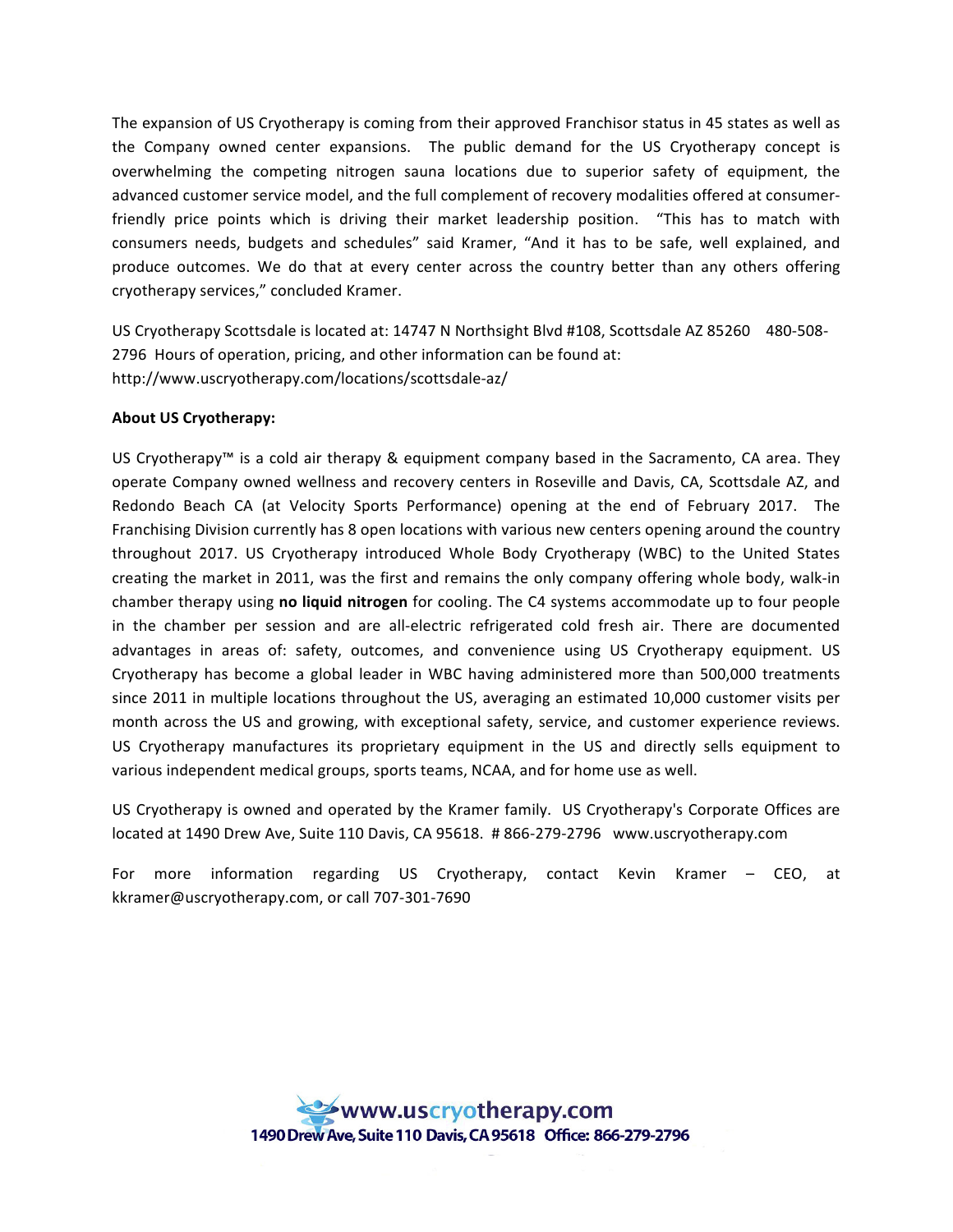The expansion of US Cryotherapy is coming from their approved Franchisor status in 45 states as well as the Company owned center expansions. The public demand for the US Cryotherapy concept is overwhelming the competing nitrogen sauna locations due to superior safety of equipment, the advanced customer service model, and the full complement of recovery modalities offered at consumer-friendly price points which is driving their market leadership position. "This has to match with consumers needs, budgets and schedules" said Kramer, "And it has to be safe, well explained, and produce outcomes. We do that at every center across the country better than any others offering cryotherapy services," concluded Kramer.

US Cryotherapy Scottsdale is located at: 14747 N Northsight Blvd #108, Scottsdale AZ 85260 480-508-2796 Hours of operation, pricing, and other information can be found at: http://www.uscryotherapy.com/locations/scottsdale-az/

**About US Cryotherapy:**

US Cryotherapy™ is a cold air therapy & equipment company based in the Sacramento, CA area. They operate Company owned wellness and recovery centers in Roseville and Davis, CA, Scottsdale AZ, and Redondo Beach CA (at Velocity Sports Performance) opening at the end of February 2017. The Franchising Division currently has 8 open locations with various new centers opening around the country throughout 2017. US Cryotherapy introduced Whole Body Cryotherapy (WBC) to the United States creating the market in 2011, was the first and remains the only company offering whole body, walk-in chamber therapy using **no liquid nitrogen** for cooling. The C4 systems accommodate up to four people in the chamber per session and are all-electric refrigerated cold fresh air. There are documented advantages in areas of: safety, outcomes, and convenience using US Cryotherapy equipment. US Cryotherapy has become a global leader in WBC having administered more than 500,000 treatments since 2011 in multiple locations throughout the US, averaging an estimated 10,000 customer visits per month across the US and growing, with exceptional safety, service, and customer experience reviews. US Cryotherapy manufactures its proprietary equipment in the US and directly sells equipment to various independent medical groups, sports teams, NCAA, and for home use as well.

US Cryotherapy is owned and operated by the Kramer family. US Cryotherapy's Corporate Offices are located at 1490 Drew Ave, Suite 110 Davis, CA 95618. # 866-279-2796 www.uscryotherapy.com

For more information regarding US Cryotherapy, contact Kevin Kramer – CEO, at kkramer@uscryotherapy.com, or call 707-301-7690

www.uscryotherapy.com
1490 Drew Ave, Suite 110 Davis, CA 95618 Office: 866-279-2796